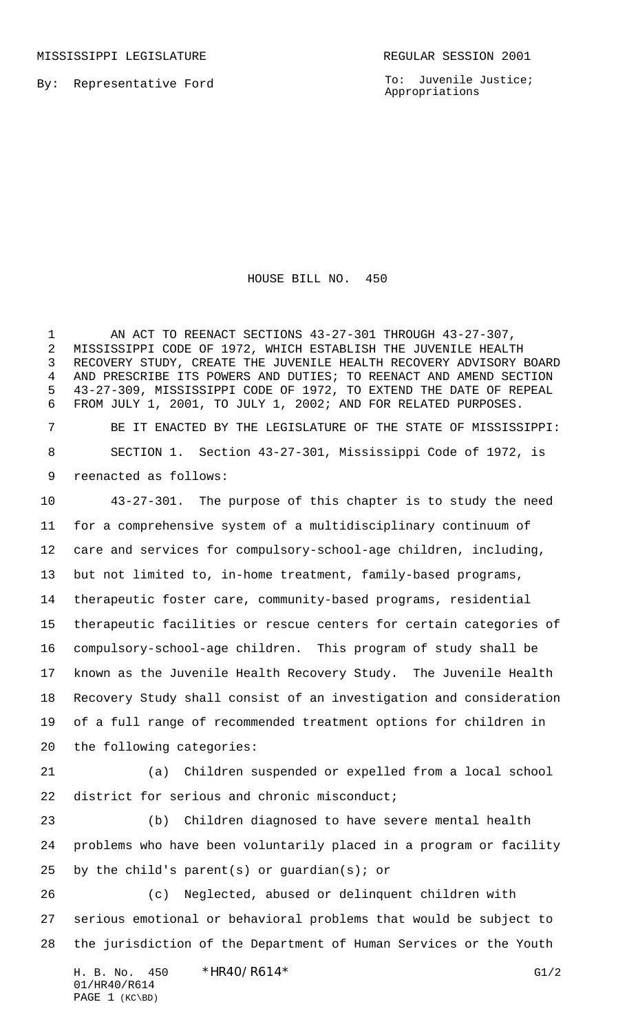MISSISSIPPI LEGISLATURE REGULAR SESSION 2001

By: Representative Ford

To: Juvenile Justice; Appropriations

# HOUSE BILL NO. 450

AN ACT TO REENACT SECTIONS 43-27-301 THROUGH 43-27-307, MISSISSIPPI CODE OF 1972, WHICH ESTABLISH THE JUVENILE HEALTH RECOVERY STUDY, CREATE THE JUVENILE HEALTH RECOVERY ADVISORY BOARD AND PRESCRIBE ITS POWERS AND DUTIES; TO REENACT AND AMEND SECTION 43-27-309, MISSISSIPPI CODE OF 1972, TO EXTEND THE DATE OF REPEAL FROM JULY 1, 2001, TO JULY 1, 2002; AND FOR RELATED PURPOSES.

BE IT ENACTED BY THE LEGISLATURE OF THE STATE OF MISSISSIPPI:

SECTION 1. Section 43-27-301, Mississippi Code of 1972, is reenacted as follows:

43-27-301. The purpose of this chapter is to study the need for a comprehensive system of a multidisciplinary continuum of care and services for compulsory-school-age children, including, but not limited to, in-home treatment, family-based programs, therapeutic foster care, community-based programs, residential therapeutic facilities or rescue centers for certain categories of compulsory-school-age children. This program of study shall be known as the Juvenile Health Recovery Study. The Juvenile Health Recovery Study shall consist of an investigation and consideration of a full range of recommended treatment options for children in the following categories:

(a) Children suspended or expelled from a local school district for serious and chronic misconduct;

(b) Children diagnosed to have severe mental health problems who have been voluntarily placed in a program or facility by the child's parent(s) or guardian(s); or

(c) Neglected, abused or delinquent children with serious emotional or behavioral problems that would be subject to the jurisdiction of the Department of Human Services or the Youth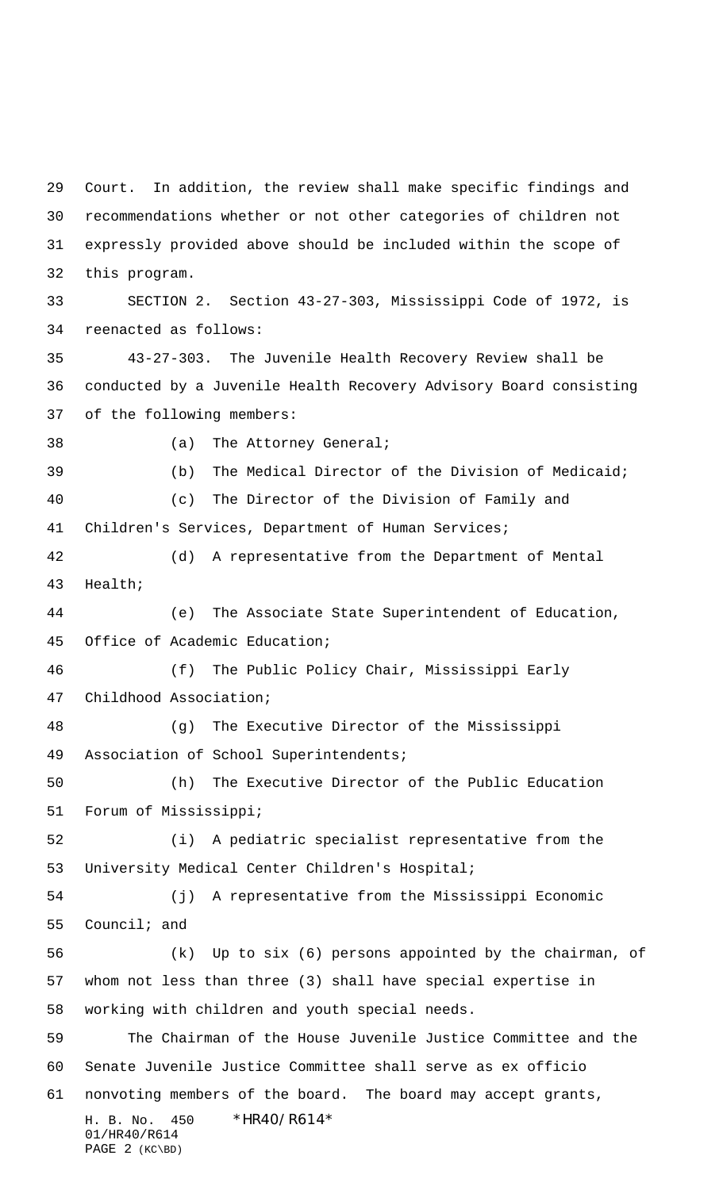Court. In addition, the review shall make specific findings and recommendations whether or not other categories of children not expressly provided above should be included within the scope of this program.

SECTION 2. Section 43-27-303, Mississippi Code of 1972, is reenacted as follows:

43-27-303. The Juvenile Health Recovery Review shall be conducted by a Juvenile Health Recovery Advisory Board consisting of the following members:

(a) The Attorney General;

(b) The Medical Director of the Division of Medicaid;

(c) The Director of the Division of Family and Children's Services, Department of Human Services;

(d) A representative from the Department of Mental Health;

(e) The Associate State Superintendent of Education, Office of Academic Education;

(f) The Public Policy Chair, Mississippi Early Childhood Association;

(g) The Executive Director of the Mississippi Association of School Superintendents;

(h) The Executive Director of the Public Education Forum of Mississippi;

(i) A pediatric specialist representative from the University Medical Center Children's Hospital;

(j) A representative from the Mississippi Economic Council; and

(k) Up to six (6) persons appointed by the chairman, of whom not less than three (3) shall have special expertise in working with children and youth special needs.

The Chairman of the House Juvenile Justice Committee and the Senate Juvenile Justice Committee shall serve as ex officio nonvoting members of the board. The board may accept grants,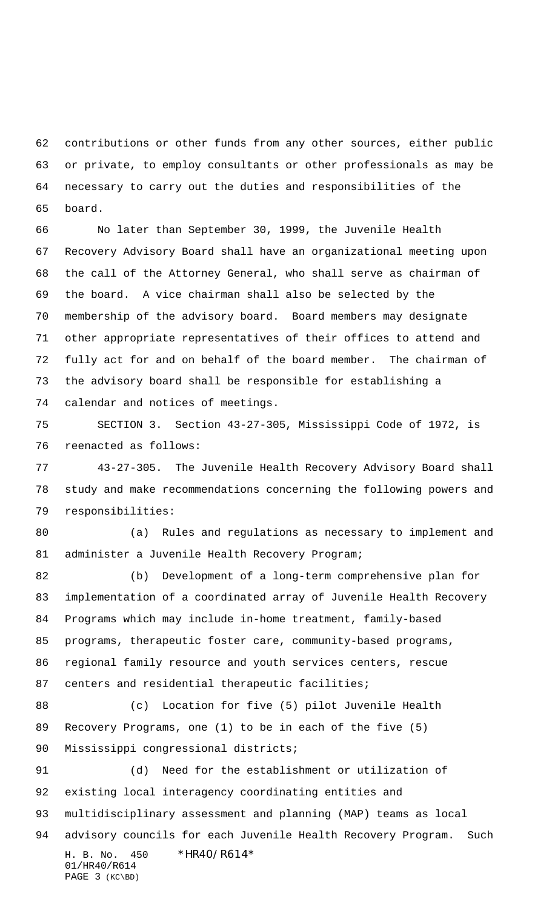contributions or other funds from any other sources, either public or private, to employ consultants or other professionals as may be necessary to carry out the duties and responsibilities of the board.

No later than September 30, 1999, the Juvenile Health Recovery Advisory Board shall have an organizational meeting upon the call of the Attorney General, who shall serve as chairman of the board. A vice chairman shall also be selected by the membership of the advisory board. Board members may designate other appropriate representatives of their offices to attend and fully act for and on behalf of the board member. The chairman of the advisory board shall be responsible for establishing a calendar and notices of meetings.

SECTION 3. Section 43-27-305, Mississippi Code of 1972, is reenacted as follows:

43-27-305. The Juvenile Health Recovery Advisory Board shall study and make recommendations concerning the following powers and responsibilities:

(a) Rules and regulations as necessary to implement and administer a Juvenile Health Recovery Program;

(b) Development of a long-term comprehensive plan for implementation of a coordinated array of Juvenile Health Recovery Programs which may include in-home treatment, family-based programs, therapeutic foster care, community-based programs, regional family resource and youth services centers, rescue centers and residential therapeutic facilities;

(c) Location for five (5) pilot Juvenile Health Recovery Programs, one (1) to be in each of the five (5) Mississippi congressional districts;

(d) Need for the establishment or utilization of existing local interagency coordinating entities and multidisciplinary assessment and planning (MAP) teams as local advisory councils for each Juvenile Health Recovery Program. Such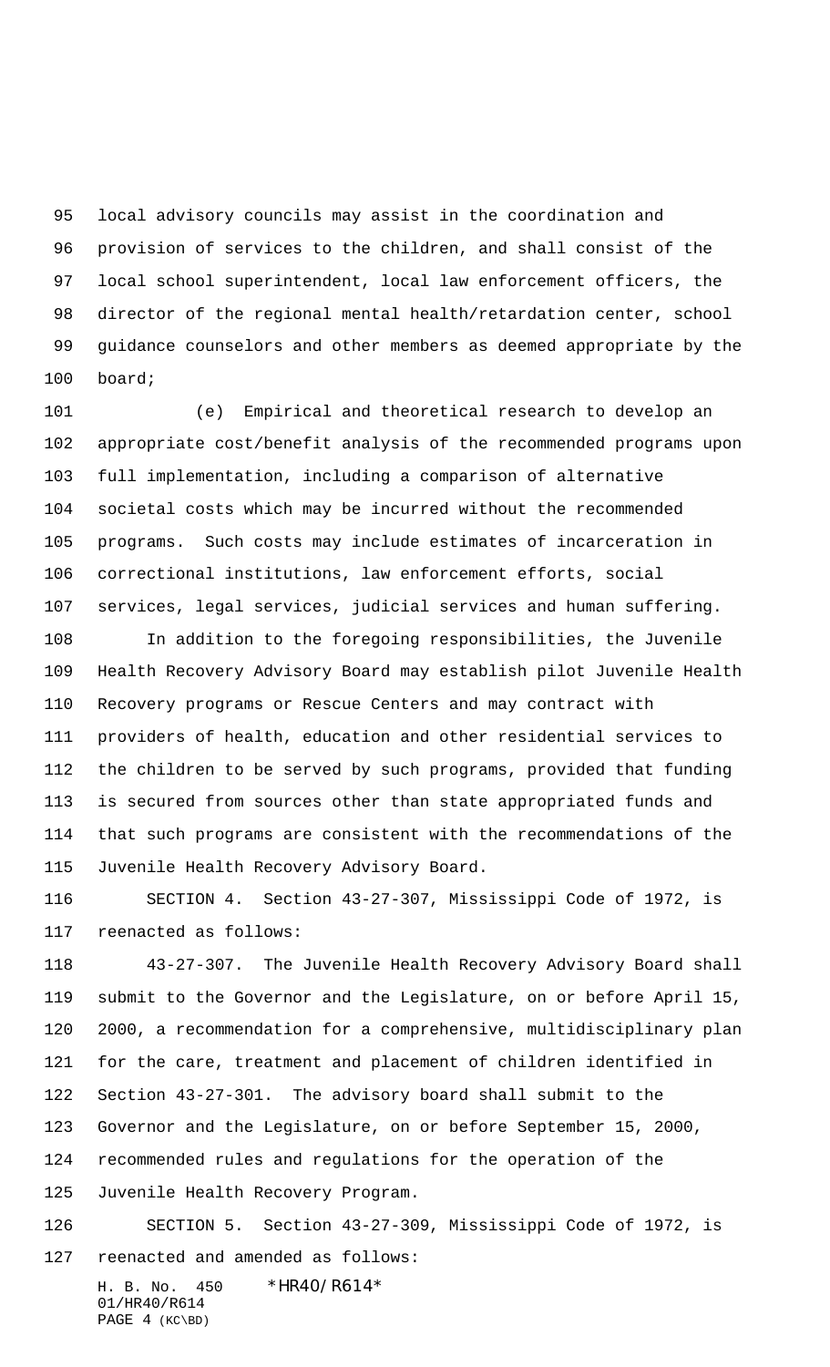local advisory councils may assist in the coordination and provision of services to the children, and shall consist of the local school superintendent, local law enforcement officers, the director of the regional mental health/retardation center, school guidance counselors and other members as deemed appropriate by the board;

(e) Empirical and theoretical research to develop an appropriate cost/benefit analysis of the recommended programs upon full implementation, including a comparison of alternative societal costs which may be incurred without the recommended programs. Such costs may include estimates of incarceration in correctional institutions, law enforcement efforts, social services, legal services, judicial services and human suffering.

In addition to the foregoing responsibilities, the Juvenile Health Recovery Advisory Board may establish pilot Juvenile Health Recovery programs or Rescue Centers and may contract with providers of health, education and other residential services to the children to be served by such programs, provided that funding is secured from sources other than state appropriated funds and that such programs are consistent with the recommendations of the Juvenile Health Recovery Advisory Board.

SECTION 4. Section 43-27-307, Mississippi Code of 1972, is reenacted as follows:

43-27-307. The Juvenile Health Recovery Advisory Board shall submit to the Governor and the Legislature, on or before April 15, 2000, a recommendation for a comprehensive, multidisciplinary plan for the care, treatment and placement of children identified in Section 43-27-301. The advisory board shall submit to the Governor and the Legislature, on or before September 15, 2000, recommended rules and regulations for the operation of the Juvenile Health Recovery Program.

SECTION 5. Section 43-27-309, Mississippi Code of 1972, is reenacted and amended as follows: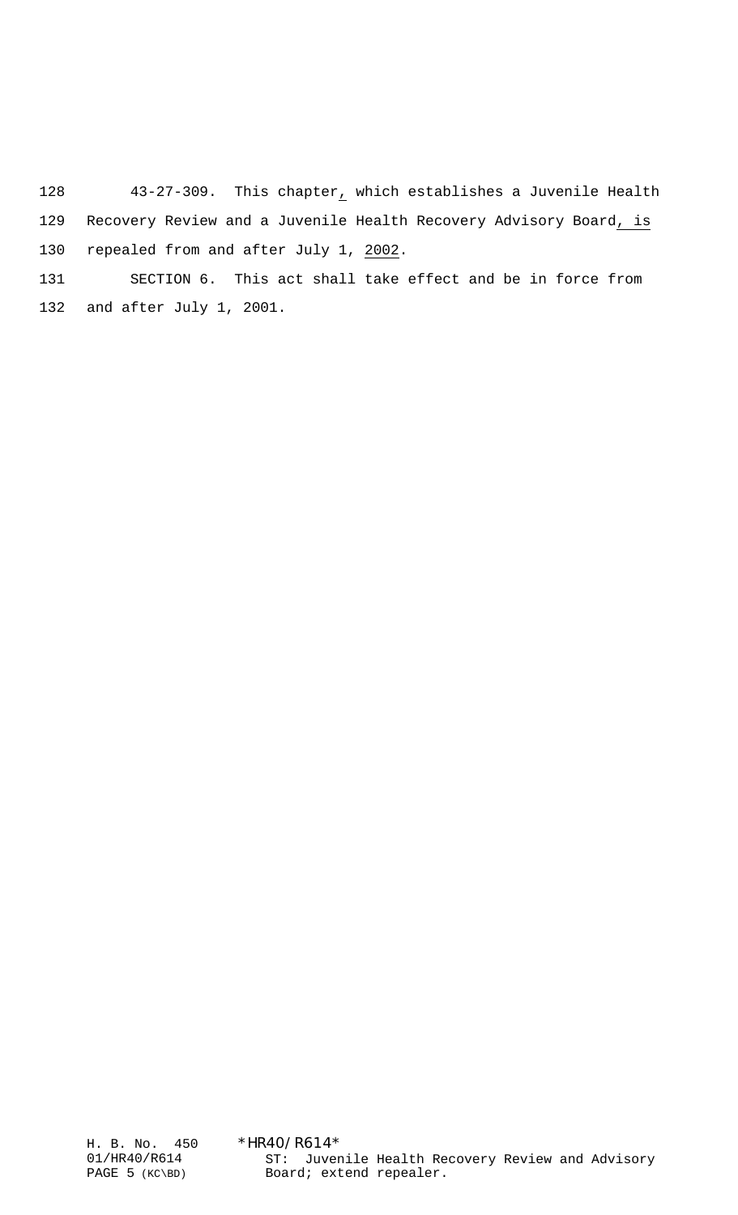128 43-27-309. This chapter, which establishes a Juvenile Health

129 Recovery Review and a Juvenile Health Recovery Advisory Board, is

130 repealed from and after July 1, 2002.

131 SECTION 6. This act shall take effect and be in force from

132 and after July 1, 2001.

H. B. No. 450 *HR40/R614*
01/HR40/R614
PAGE 5 (KC\BD)

ST: Juvenile Health Recovery Review and Advisory Board; extend repealer.